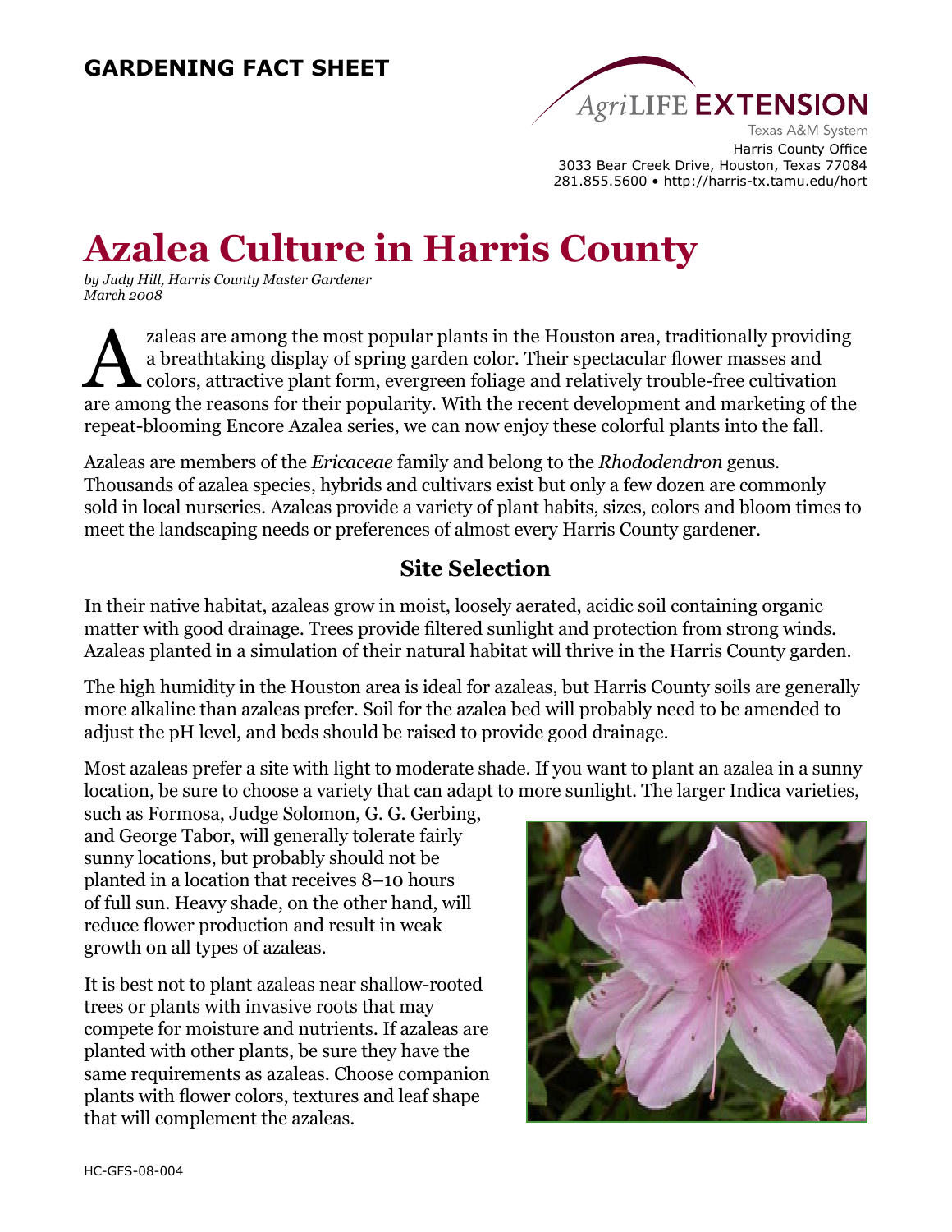**GARDENING FACT SHEET**

AgriLIFE EXTENSION
Texas A&M System
Harris County Office
3033 Bear Creek Drive, Houston, Texas 77084
281.855.5600 • http://harris-tx.tamu.edu/hort

# Azalea Culture in Harris County

*by Judy Hill, Harris County Master Gardener*
*March 2008*

Azaleas are among the most popular plants in the Houston area, traditionally providing a breathtaking display of spring garden color. Their spectacular flower masses and colors, attractive plant form, evergreen foliage and relatively trouble-free cultivation are among the reasons for their popularity. With the recent development and marketing of the repeat-blooming Encore Azalea series, we can now enjoy these colorful plants into the fall.

Azaleas are members of the *Ericaceae* family and belong to the *Rhododendron* genus. Thousands of azalea species, hybrids and cultivars exist but only a few dozen are commonly sold in local nurseries. Azaleas provide a variety of plant habits, sizes, colors and bloom times to meet the landscaping needs or preferences of almost every Harris County gardener.

## Site Selection

In their native habitat, azaleas grow in moist, loosely aerated, acidic soil containing organic matter with good drainage. Trees provide filtered sunlight and protection from strong winds. Azaleas planted in a simulation of their natural habitat will thrive in the Harris County garden.

The high humidity in the Houston area is ideal for azaleas, but Harris County soils are generally more alkaline than azaleas prefer. Soil for the azalea bed will probably need to be amended to adjust the pH level, and beds should be raised to provide good drainage.

Most azaleas prefer a site with light to moderate shade. If you want to plant an azalea in a sunny location, be sure to choose a variety that can adapt to more sunlight. The larger Indica varieties, such as Formosa, Judge Solomon, G. G. Gerbing, and George Tabor, will generally tolerate fairly sunny locations, but probably should not be planted in a location that receives 8–10 hours of full sun. Heavy shade, on the other hand, will reduce flower production and result in weak growth on all types of azaleas.

It is best not to plant azaleas near shallow-rooted trees or plants with invasive roots that may compete for moisture and nutrients. If azaleas are planted with other plants, be sure they have the same requirements as azaleas. Choose companion plants with flower colors, textures and leaf shape that will complement the azaleas.

HC-GFS-08-004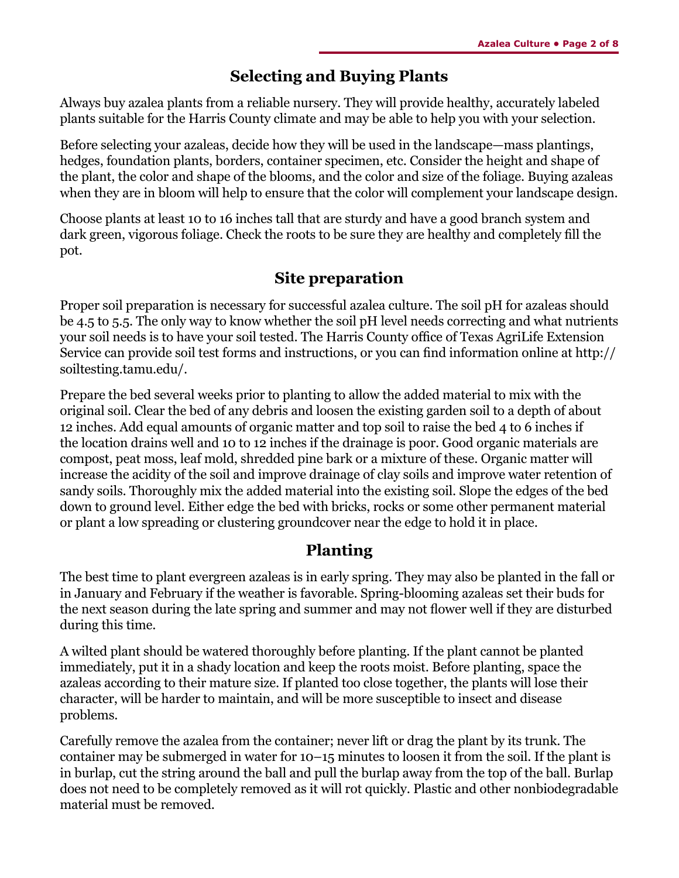## Selecting and Buying Plants

Always buy azalea plants from a reliable nursery. They will provide healthy, accurately labeled plants suitable for the Harris County climate and may be able to help you with your selection.

Before selecting your azaleas, decide how they will be used in the landscape—mass plantings, hedges, foundation plants, borders, container specimen, etc. Consider the height and shape of the plant, the color and shape of the blooms, and the color and size of the foliage. Buying azaleas when they are in bloom will help to ensure that the color will complement your landscape design.

Choose plants at least 10 to 16 inches tall that are sturdy and have a good branch system and dark green, vigorous foliage. Check the roots to be sure they are healthy and completely fill the pot.

## Site preparation

Proper soil preparation is necessary for successful azalea culture. The soil pH for azaleas should be 4.5 to 5.5. The only way to know whether the soil pH level needs correcting and what nutrients your soil needs is to have your soil tested. The Harris County office of Texas AgriLife Extension Service can provide soil test forms and instructions, or you can find information online at http://soiltesting.tamu.edu/.

Prepare the bed several weeks prior to planting to allow the added material to mix with the original soil. Clear the bed of any debris and loosen the existing garden soil to a depth of about 12 inches. Add equal amounts of organic matter and top soil to raise the bed 4 to 6 inches if the location drains well and 10 to 12 inches if the drainage is poor. Good organic materials are compost, peat moss, leaf mold, shredded pine bark or a mixture of these. Organic matter will increase the acidity of the soil and improve drainage of clay soils and improve water retention of sandy soils. Thoroughly mix the added material into the existing soil. Slope the edges of the bed down to ground level. Either edge the bed with bricks, rocks or some other permanent material or plant a low spreading or clustering groundcover near the edge to hold it in place.

## Planting

The best time to plant evergreen azaleas is in early spring. They may also be planted in the fall or in January and February if the weather is favorable. Spring-blooming azaleas set their buds for the next season during the late spring and summer and may not flower well if they are disturbed during this time.

A wilted plant should be watered thoroughly before planting. If the plant cannot be planted immediately, put it in a shady location and keep the roots moist. Before planting, space the azaleas according to their mature size. If planted too close together, the plants will lose their character, will be harder to maintain, and will be more susceptible to insect and disease problems.

Carefully remove the azalea from the container; never lift or drag the plant by its trunk. The container may be submerged in water for 10–15 minutes to loosen it from the soil. If the plant is in burlap, cut the string around the ball and pull the burlap away from the top of the ball. Burlap does not need to be completely removed as it will rot quickly. Plastic and other nonbiodegradable material must be removed.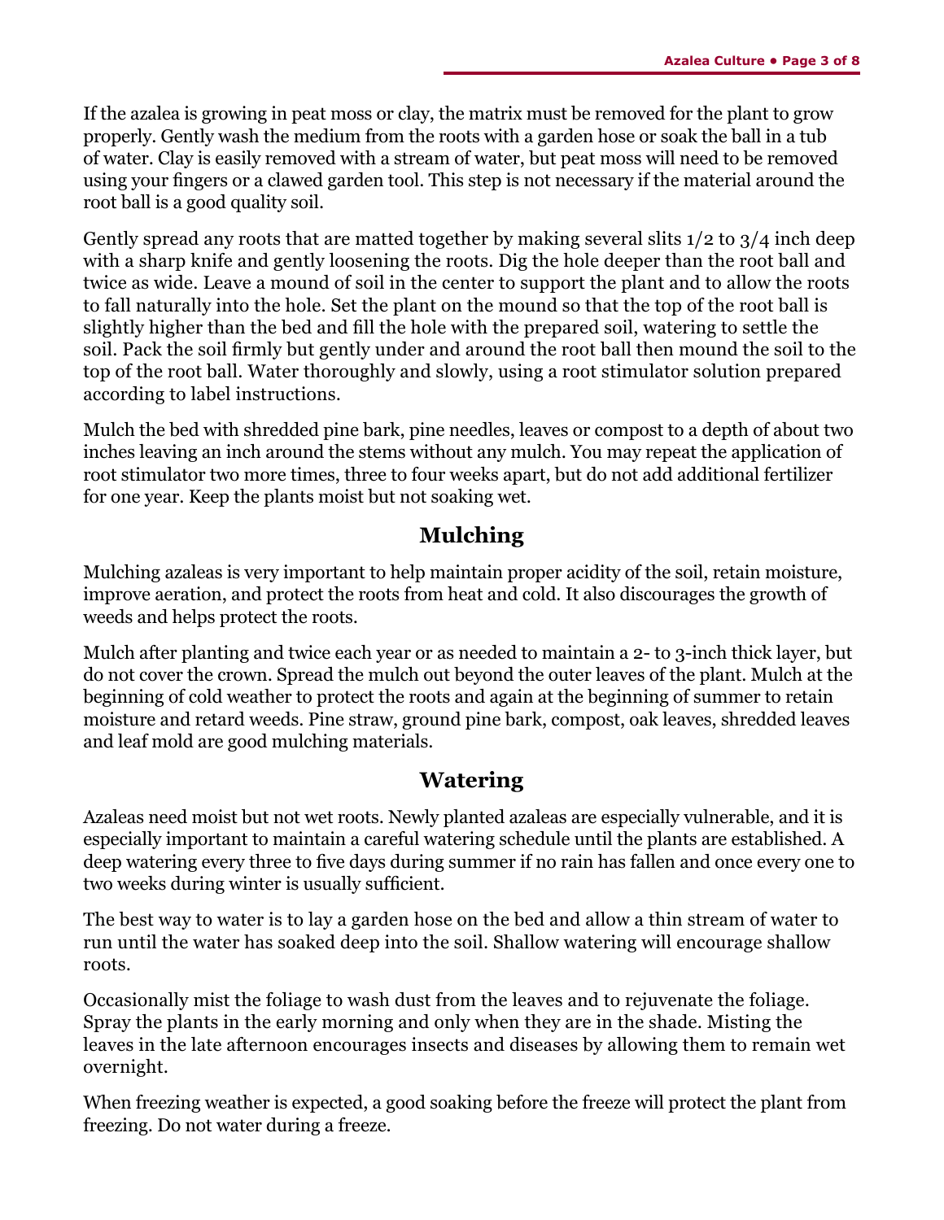If the azalea is growing in peat moss or clay, the matrix must be removed for the plant to grow properly. Gently wash the medium from the roots with a garden hose or soak the ball in a tub of water. Clay is easily removed with a stream of water, but peat moss will need to be removed using your fingers or a clawed garden tool. This step is not necessary if the material around the root ball is a good quality soil.

Gently spread any roots that are matted together by making several slits 1/2 to 3/4 inch deep with a sharp knife and gently loosening the roots. Dig the hole deeper than the root ball and twice as wide. Leave a mound of soil in the center to support the plant and to allow the roots to fall naturally into the hole. Set the plant on the mound so that the top of the root ball is slightly higher than the bed and fill the hole with the prepared soil, watering to settle the soil. Pack the soil firmly but gently under and around the root ball then mound the soil to the top of the root ball. Water thoroughly and slowly, using a root stimulator solution prepared according to label instructions.

Mulch the bed with shredded pine bark, pine needles, leaves or compost to a depth of about two inches leaving an inch around the stems without any mulch. You may repeat the application of root stimulator two more times, three to four weeks apart, but do not add additional fertilizer for one year. Keep the plants moist but not soaking wet.

## Mulching

Mulching azaleas is very important to help maintain proper acidity of the soil, retain moisture, improve aeration, and protect the roots from heat and cold. It also discourages the growth of weeds and helps protect the roots.

Mulch after planting and twice each year or as needed to maintain a 2- to 3-inch thick layer, but do not cover the crown. Spread the mulch out beyond the outer leaves of the plant. Mulch at the beginning of cold weather to protect the roots and again at the beginning of summer to retain moisture and retard weeds. Pine straw, ground pine bark, compost, oak leaves, shredded leaves and leaf mold are good mulching materials.

## Watering

Azaleas need moist but not wet roots. Newly planted azaleas are especially vulnerable, and it is especially important to maintain a careful watering schedule until the plants are established. A deep watering every three to five days during summer if no rain has fallen and once every one to two weeks during winter is usually sufficient.

The best way to water is to lay a garden hose on the bed and allow a thin stream of water to run until the water has soaked deep into the soil. Shallow watering will encourage shallow roots.

Occasionally mist the foliage to wash dust from the leaves and to rejuvenate the foliage. Spray the plants in the early morning and only when they are in the shade. Misting the leaves in the late afternoon encourages insects and diseases by allowing them to remain wet overnight.

When freezing weather is expected, a good soaking before the freeze will protect the plant from freezing. Do not water during a freeze.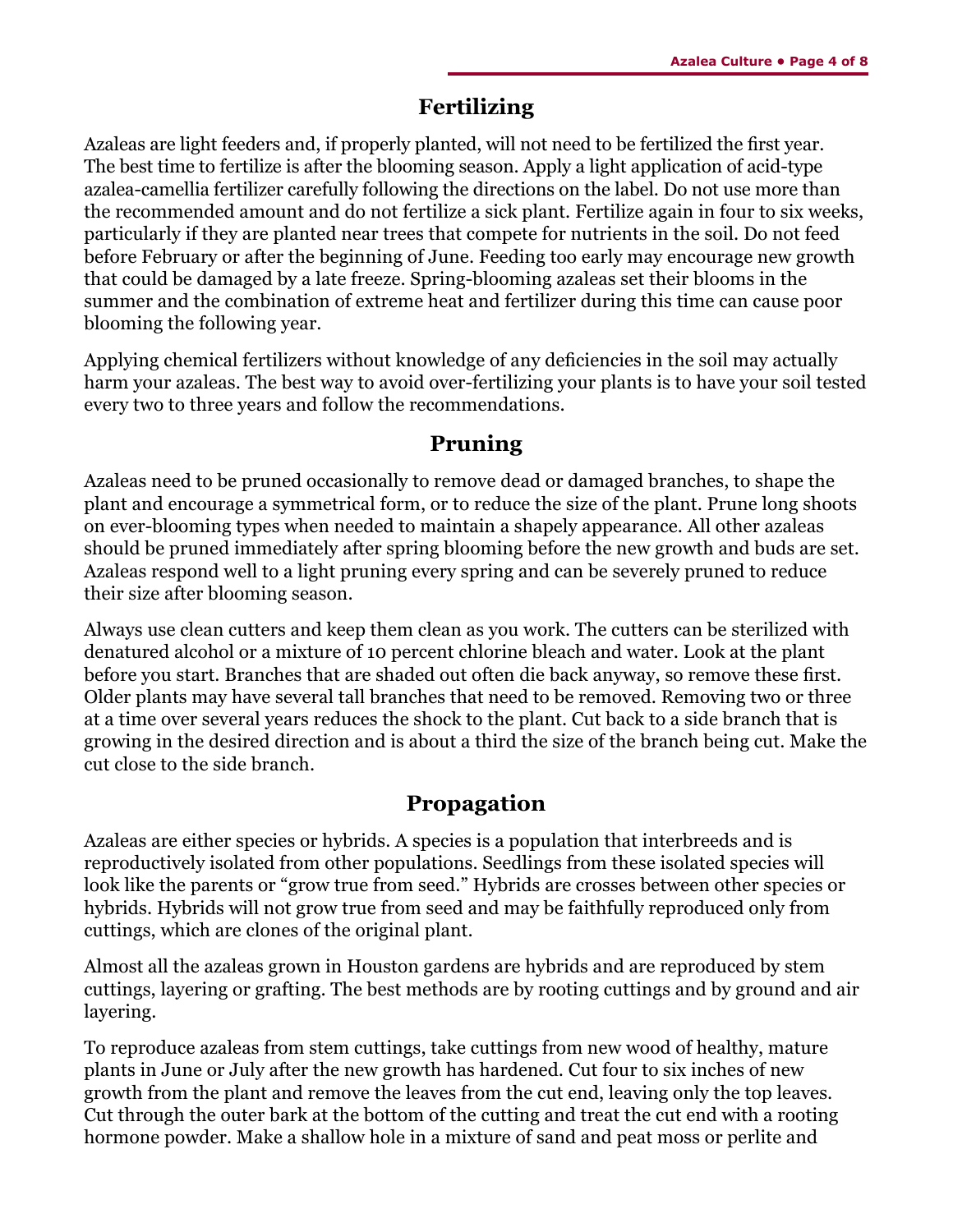## Fertilizing

Azaleas are light feeders and, if properly planted, will not need to be fertilized the first year. The best time to fertilize is after the blooming season. Apply a light application of acid-type azalea-camellia fertilizer carefully following the directions on the label. Do not use more than the recommended amount and do not fertilize a sick plant. Fertilize again in four to six weeks, particularly if they are planted near trees that compete for nutrients in the soil. Do not feed before February or after the beginning of June. Feeding too early may encourage new growth that could be damaged by a late freeze. Spring-blooming azaleas set their blooms in the summer and the combination of extreme heat and fertilizer during this time can cause poor blooming the following year.

Applying chemical fertilizers without knowledge of any deficiencies in the soil may actually harm your azaleas. The best way to avoid over-fertilizing your plants is to have your soil tested every two to three years and follow the recommendations.

## Pruning

Azaleas need to be pruned occasionally to remove dead or damaged branches, to shape the plant and encourage a symmetrical form, or to reduce the size of the plant. Prune long shoots on ever-blooming types when needed to maintain a shapely appearance. All other azaleas should be pruned immediately after spring blooming before the new growth and buds are set. Azaleas respond well to a light pruning every spring and can be severely pruned to reduce their size after blooming season.

Always use clean cutters and keep them clean as you work. The cutters can be sterilized with denatured alcohol or a mixture of 10 percent chlorine bleach and water. Look at the plant before you start. Branches that are shaded out often die back anyway, so remove these first. Older plants may have several tall branches that need to be removed. Removing two or three at a time over several years reduces the shock to the plant. Cut back to a side branch that is growing in the desired direction and is about a third the size of the branch being cut. Make the cut close to the side branch.

## Propagation

Azaleas are either species or hybrids. A species is a population that interbreeds and is reproductively isolated from other populations. Seedlings from these isolated species will look like the parents or "grow true from seed." Hybrids are crosses between other species or hybrids. Hybrids will not grow true from seed and may be faithfully reproduced only from cuttings, which are clones of the original plant.

Almost all the azaleas grown in Houston gardens are hybrids and are reproduced by stem cuttings, layering or grafting. The best methods are by rooting cuttings and by ground and air layering.

To reproduce azaleas from stem cuttings, take cuttings from new wood of healthy, mature plants in June or July after the new growth has hardened. Cut four to six inches of new growth from the plant and remove the leaves from the cut end, leaving only the top leaves. Cut through the outer bark at the bottom of the cutting and treat the cut end with a rooting hormone powder. Make a shallow hole in a mixture of sand and peat moss or perlite and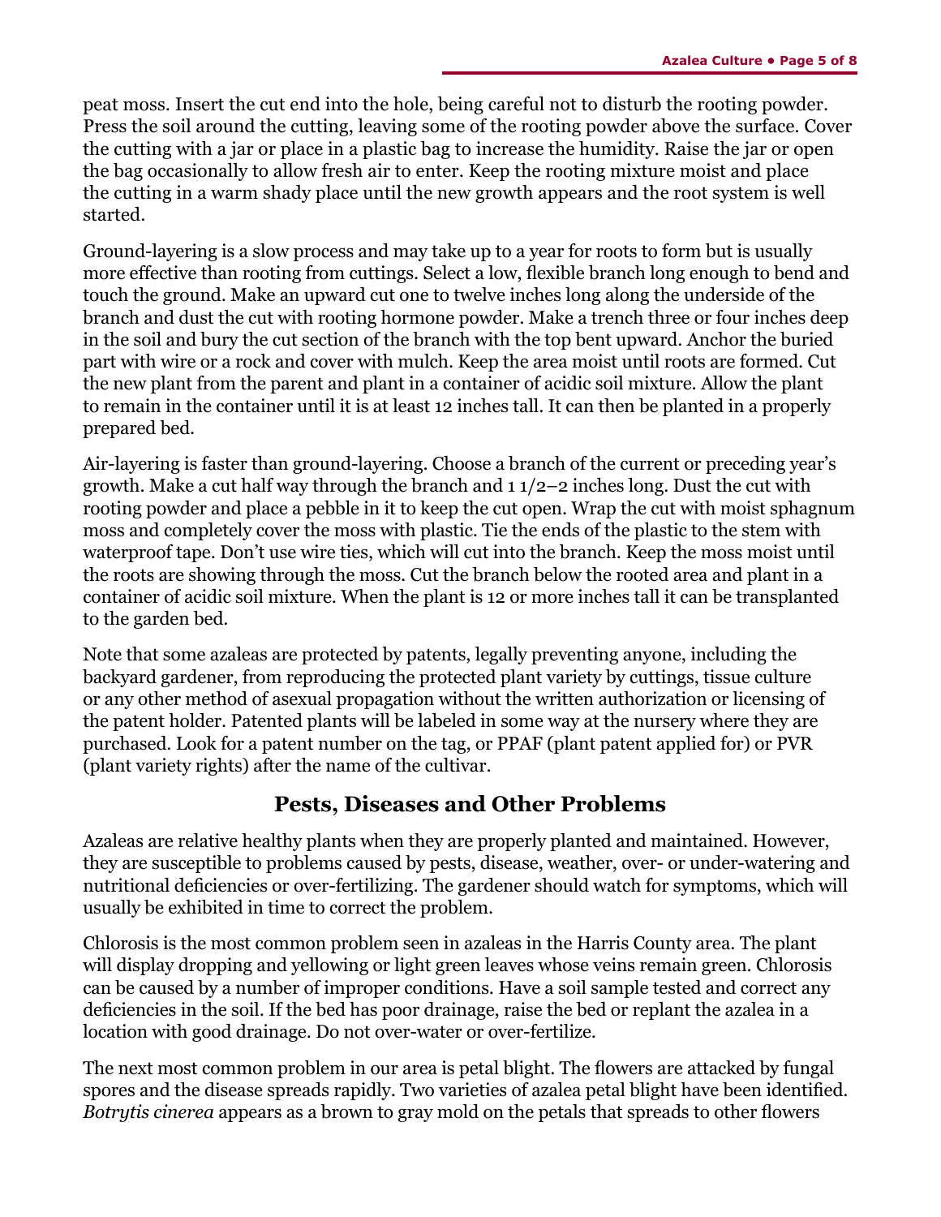peat moss. Insert the cut end into the hole, being careful not to disturb the rooting powder. Press the soil around the cutting, leaving some of the rooting powder above the surface. Cover the cutting with a jar or place in a plastic bag to increase the humidity. Raise the jar or open the bag occasionally to allow fresh air to enter. Keep the rooting mixture moist and place the cutting in a warm shady place until the new growth appears and the root system is well started.

Ground-layering is a slow process and may take up to a year for roots to form but is usually more effective than rooting from cuttings. Select a low, flexible branch long enough to bend and touch the ground. Make an upward cut one to twelve inches long along the underside of the branch and dust the cut with rooting hormone powder. Make a trench three or four inches deep in the soil and bury the cut section of the branch with the top bent upward. Anchor the buried part with wire or a rock and cover with mulch. Keep the area moist until roots are formed. Cut the new plant from the parent and plant in a container of acidic soil mixture. Allow the plant to remain in the container until it is at least 12 inches tall. It can then be planted in a properly prepared bed.

Air-layering is faster than ground-layering. Choose a branch of the current or preceding year's growth. Make a cut half way through the branch and 1 1/2–2 inches long. Dust the cut with rooting powder and place a pebble in it to keep the cut open. Wrap the cut with moist sphagnum moss and completely cover the moss with plastic. Tie the ends of the plastic to the stem with waterproof tape. Don't use wire ties, which will cut into the branch. Keep the moss moist until the roots are showing through the moss. Cut the branch below the rooted area and plant in a container of acidic soil mixture. When the plant is 12 or more inches tall it can be transplanted to the garden bed.

Note that some azaleas are protected by patents, legally preventing anyone, including the backyard gardener, from reproducing the protected plant variety by cuttings, tissue culture or any other method of asexual propagation without the written authorization or licensing of the patent holder. Patented plants will be labeled in some way at the nursery where they are purchased. Look for a patent number on the tag, or PPAF (plant patent applied for) or PVR (plant variety rights) after the name of the cultivar.

## Pests, Diseases and Other Problems

Azaleas are relative healthy plants when they are properly planted and maintained. However, they are susceptible to problems caused by pests, disease, weather, over- or under-watering and nutritional deficiencies or over-fertilizing. The gardener should watch for symptoms, which will usually be exhibited in time to correct the problem.

Chlorosis is the most common problem seen in azaleas in the Harris County area. The plant will display dropping and yellowing or light green leaves whose veins remain green. Chlorosis can be caused by a number of improper conditions. Have a soil sample tested and correct any deficiencies in the soil. If the bed has poor drainage, raise the bed or replant the azalea in a location with good drainage. Do not over-water or over-fertilize.

The next most common problem in our area is petal blight. The flowers are attacked by fungal spores and the disease spreads rapidly. Two varieties of azalea petal blight have been identified. *Botrytis cinerea* appears as a brown to gray mold on the petals that spreads to other flowers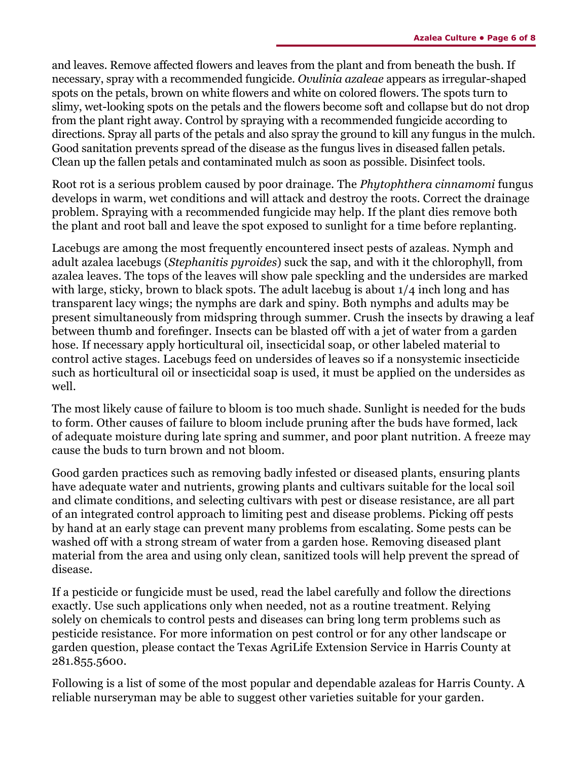and leaves. Remove affected flowers and leaves from the plant and from beneath the bush. If necessary, spray with a recommended fungicide. *Ovulinia azaleae* appears as irregular-shaped spots on the petals, brown on white flowers and white on colored flowers. The spots turn to slimy, wet-looking spots on the petals and the flowers become soft and collapse but do not drop from the plant right away. Control by spraying with a recommended fungicide according to directions. Spray all parts of the petals and also spray the ground to kill any fungus in the mulch. Good sanitation prevents spread of the disease as the fungus lives in diseased fallen petals. Clean up the fallen petals and contaminated mulch as soon as possible. Disinfect tools.

Root rot is a serious problem caused by poor drainage. The *Phytophthera cinnamomi* fungus develops in warm, wet conditions and will attack and destroy the roots. Correct the drainage problem. Spraying with a recommended fungicide may help. If the plant dies remove both the plant and root ball and leave the spot exposed to sunlight for a time before replanting.

Lacebugs are among the most frequently encountered insect pests of azaleas. Nymph and adult azalea lacebugs (*Stephanitis pyroides*) suck the sap, and with it the chlorophyll, from azalea leaves. The tops of the leaves will show pale speckling and the undersides are marked with large, sticky, brown to black spots. The adult lacebug is about 1/4 inch long and has transparent lacy wings; the nymphs are dark and spiny. Both nymphs and adults may be present simultaneously from midspring through summer. Crush the insects by drawing a leaf between thumb and forefinger. Insects can be blasted off with a jet of water from a garden hose. If necessary apply horticultural oil, insecticidal soap, or other labeled material to control active stages. Lacebugs feed on undersides of leaves so if a nonsystemic insecticide such as horticultural oil or insecticidal soap is used, it must be applied on the undersides as well.

The most likely cause of failure to bloom is too much shade. Sunlight is needed for the buds to form. Other causes of failure to bloom include pruning after the buds have formed, lack of adequate moisture during late spring and summer, and poor plant nutrition. A freeze may cause the buds to turn brown and not bloom.

Good garden practices such as removing badly infested or diseased plants, ensuring plants have adequate water and nutrients, growing plants and cultivars suitable for the local soil and climate conditions, and selecting cultivars with pest or disease resistance, are all part of an integrated control approach to limiting pest and disease problems. Picking off pests by hand at an early stage can prevent many problems from escalating. Some pests can be washed off with a strong stream of water from a garden hose. Removing diseased plant material from the area and using only clean, sanitized tools will help prevent the spread of disease.

If a pesticide or fungicide must be used, read the label carefully and follow the directions exactly. Use such applications only when needed, not as a routine treatment. Relying solely on chemicals to control pests and diseases can bring long term problems such as pesticide resistance. For more information on pest control or for any other landscape or garden question, please contact the Texas AgriLife Extension Service in Harris County at 281.855.5600.

Following is a list of some of the most popular and dependable azaleas for Harris County. A reliable nurseryman may be able to suggest other varieties suitable for your garden.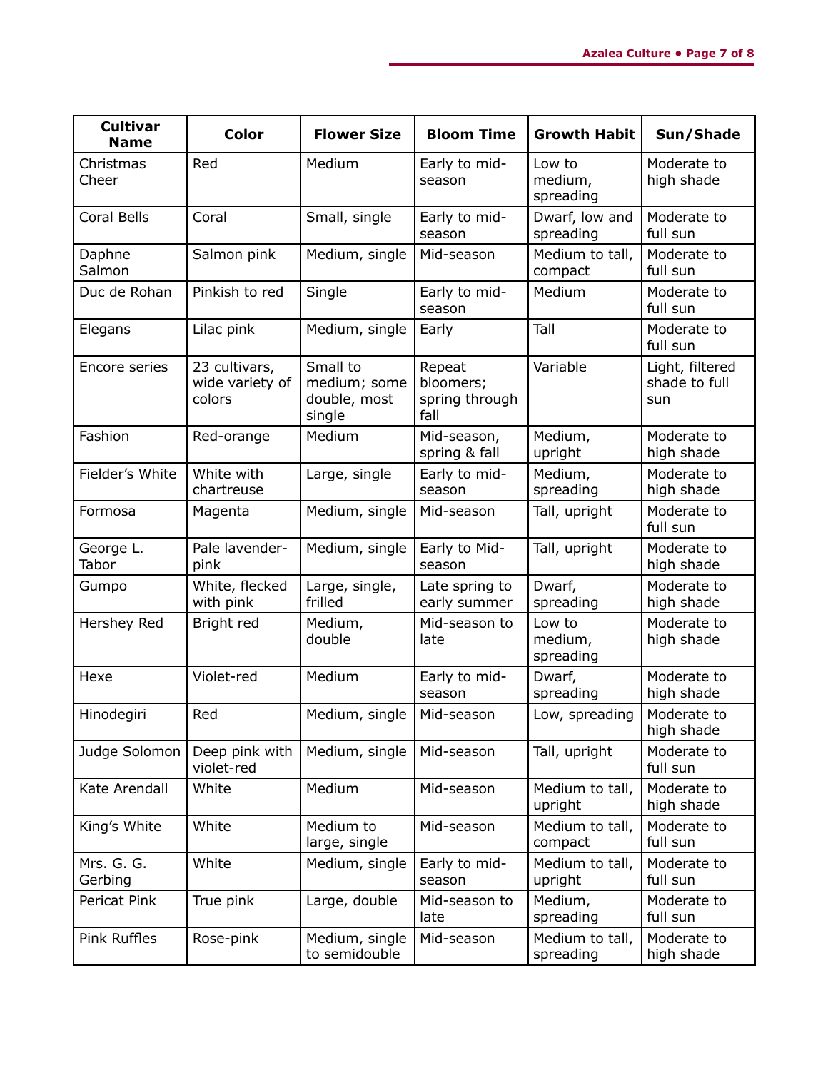| Cultivar Name | Color | Flower Size | Bloom Time | Growth Habit | Sun/Shade |
|---|---|---|---|---|---|
| Christmas Cheer | Red | Medium | Early to mid-season | Low to medium, spreading | Moderate to high shade |
| Coral Bells | Coral | Small, single | Early to mid-season | Dwarf, low and spreading | Moderate to full sun |
| Daphne Salmon | Salmon pink | Medium, single | Mid-season | Medium to tall, compact | Moderate to full sun |
| Duc de Rohan | Pinkish to red | Single | Early to mid-season | Medium | Moderate to full sun |
| Elegans | Lilac pink | Medium, single | Early | Tall | Moderate to full sun |
| Encore series | 23 cultivars, wide variety of colors | Small to medium; some double, most single | Repeat bloomers; spring through fall | Variable | Light, filtered shade to full sun |
| Fashion | Red-orange | Medium | Mid-season, spring & fall | Medium, upright | Moderate to high shade |
| Fielder's White | White with chartreuse | Large, single | Early to mid-season | Medium, spreading | Moderate to high shade |
| Formosa | Magenta | Medium, single | Mid-season | Tall, upright | Moderate to full sun |
| George L. Tabor | Pale lavender-pink | Medium, single | Early to Mid-season | Tall, upright | Moderate to high shade |
| Gumpo | White, flecked with pink | Large, single, frilled | Late spring to early summer | Dwarf, spreading | Moderate to high shade |
| Hershey Red | Bright red | Medium, double | Mid-season to late | Low to medium, spreading | Moderate to high shade |
| Hexe | Violet-red | Medium | Early to mid-season | Dwarf, spreading | Moderate to high shade |
| Hinodegiri | Red | Medium, single | Mid-season | Low, spreading | Moderate to high shade |
| Judge Solomon | Deep pink with violet-red | Medium, single | Mid-season | Tall, upright | Moderate to full sun |
| Kate Arendall | White | Medium | Mid-season | Medium to tall, upright | Moderate to high shade |
| King's White | White | Medium to large, single | Mid-season | Medium to tall, compact | Moderate to full sun |
| Mrs. G. G. Gerbing | White | Medium, single | Early to mid-season | Medium to tall, upright | Moderate to full sun |
| Pericat Pink | True pink | Large, double | Mid-season to late | Medium, spreading | Moderate to full sun |
| Pink Ruffles | Rose-pink | Medium, single to semidouble | Mid-season | Medium to tall, spreading | Moderate to high shade |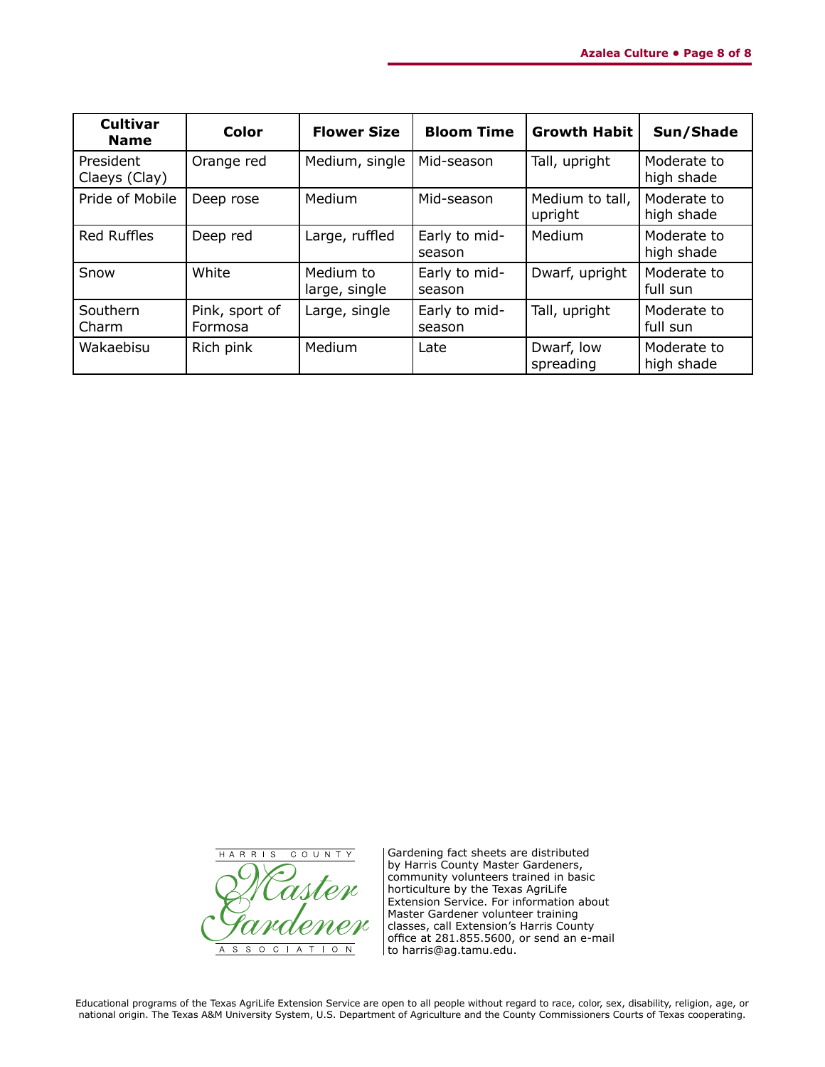| Cultivar Name | Color | Flower Size | Bloom Time | Growth Habit | Sun/Shade |
|---|---|---|---|---|---|
| President Claeys (Clay) | Orange red | Medium, single | Mid-season | Tall, upright | Moderate to high shade |
| Pride of Mobile | Deep rose | Medium | Mid-season | Medium to tall, upright | Moderate to high shade |
| Red Ruffles | Deep red | Large, ruffled | Early to mid-season | Medium | Moderate to high shade |
| Snow | White | Medium to large, single | Early to mid-season | Dwarf, upright | Moderate to full sun |
| Southern Charm | Pink, sport of Formosa | Large, single | Early to mid-season | Tall, upright | Moderate to full sun |
| Wakaebisu | Rich pink | Medium | Late | Dwarf, low spreading | Moderate to high shade |

HARRIS COUNTY Master Gardener ASSOCIATION

Gardening fact sheets are distributed by Harris County Master Gardeners, community volunteers trained in basic horticulture by the Texas AgriLife Extension Service. For information about Master Gardener volunteer training classes, call Extension's Harris County office at 281.855.5600, or send an e-mail to harris@ag.tamu.edu.

Educational programs of the Texas AgriLife Extension Service are open to all people without regard to race, color, sex, disability, religion, age, or national origin. The Texas A&M University System, U.S. Department of Agriculture and the County Commissioners Courts of Texas cooperating.